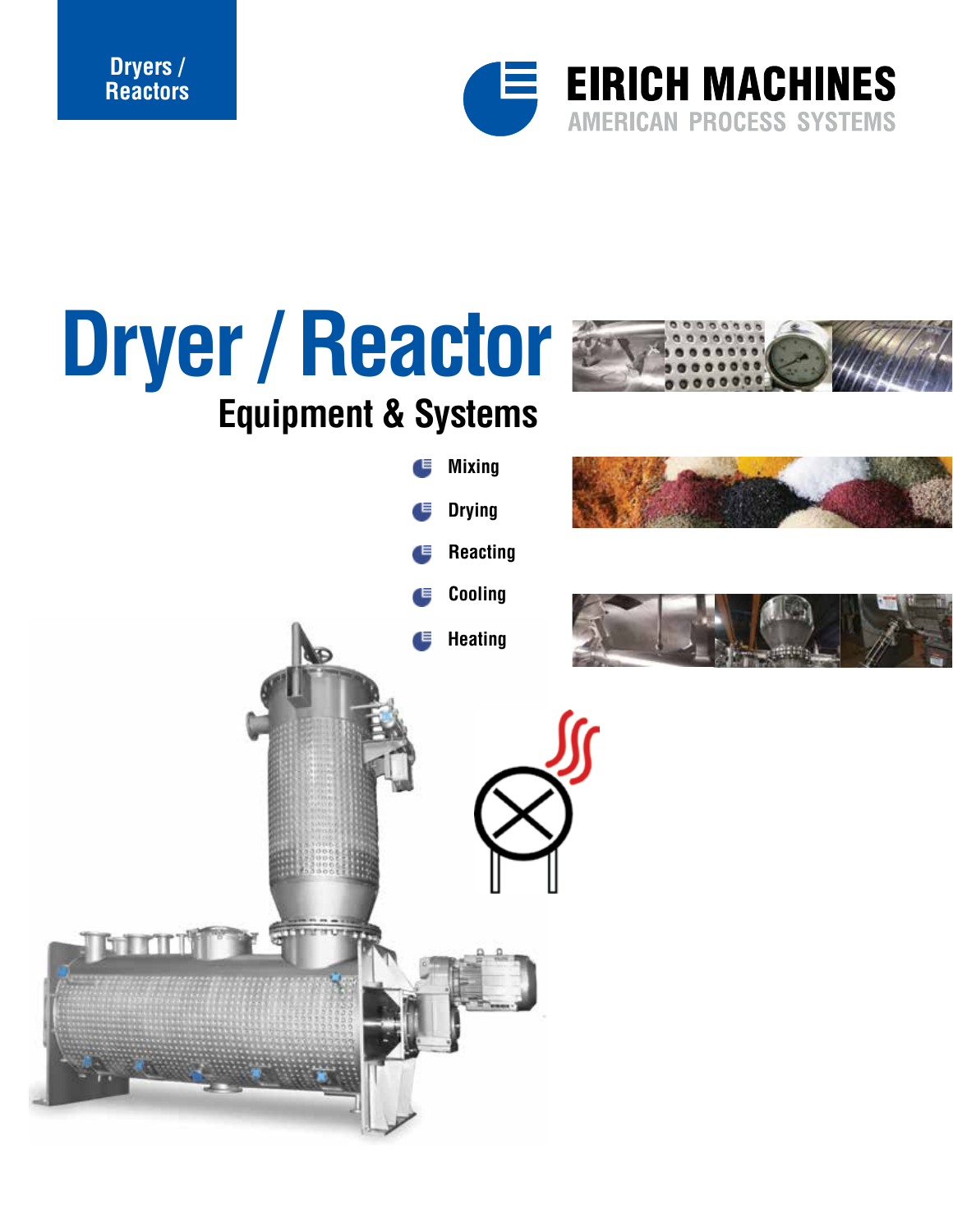Dryers / Reactors

EIRICH MACHINES
AMERICAN PROCESS SYSTEMS

# Dryer / Reactor

## Equipment & Systems

- Mixing
- Drying
- Reacting
- Cooling
- Heating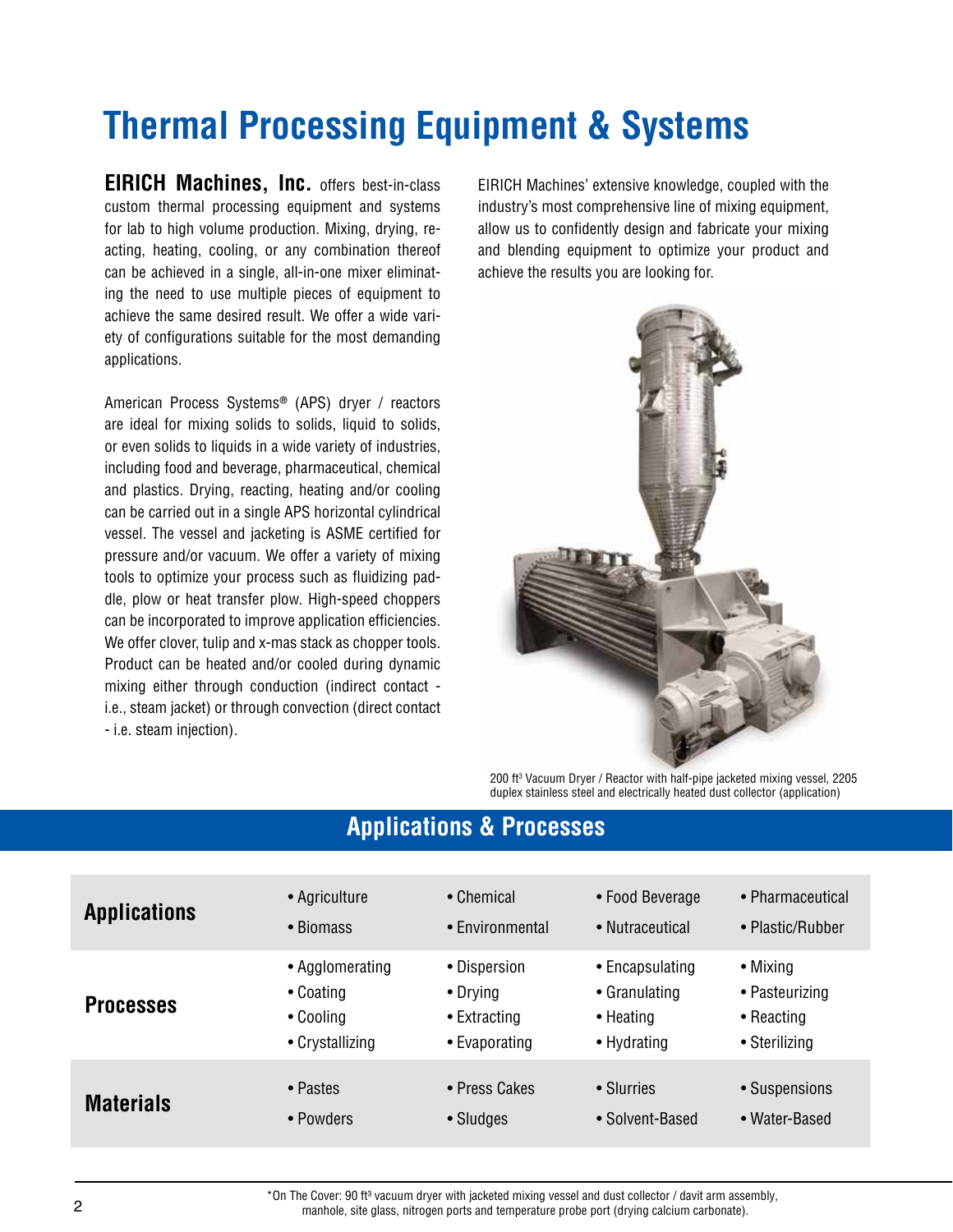# Thermal Processing Equipment & Systems

**EIRICH Machines, Inc.** offers best-in-class custom thermal processing equipment and systems for lab to high volume production. Mixing, drying, reacting, heating, cooling, or any combination thereof can be achieved in a single, all-in-one mixer eliminating the need to use multiple pieces of equipment to achieve the same desired result. We offer a wide variety of configurations suitable for the most demanding applications.

American Process Systems® (APS) dryer / reactors are ideal for mixing solids to solids, liquid to solids, or even solids to liquids in a wide variety of industries, including food and beverage, pharmaceutical, chemical and plastics. Drying, reacting, heating and/or cooling can be carried out in a single APS horizontal cylindrical vessel. The vessel and jacketing is ASME certified for pressure and/or vacuum. We offer a variety of mixing tools to optimize your process such as fluidizing paddle, plow or heat transfer plow. High-speed choppers can be incorporated to improve application efficiencies. We offer clover, tulip and x-mas stack as chopper tools. Product can be heated and/or cooled during dynamic mixing either through conduction (indirect contact - i.e., steam jacket) or through convection (direct contact - i.e. steam injection).

EIRICH Machines' extensive knowledge, coupled with the industry's most comprehensive line of mixing equipment, allow us to confidently design and fabricate your mixing and blending equipment to optimize your product and achieve the results you are looking for.

200 ft³ Vacuum Dryer / Reactor with half-pipe jacketed mixing vessel, 2205 duplex stainless steel and electrically heated dust collector (application)

## Applications & Processes

| | | | | |
|---|---|---|---|---|
| **Applications** | • Agriculture<br>• Biomass | • Chemical<br>• Environmental | • Food Beverage<br>• Nutraceutical | • Pharmaceutical<br>• Plastic/Rubber |
| **Processes** | • Agglomerating<br>• Coating<br>• Cooling<br>• Crystallizing | • Dispersion<br>• Drying<br>• Extracting<br>• Evaporating | • Encapsulating<br>• Granulating<br>• Heating<br>• Hydrating | • Mixing<br>• Pasteurizing<br>• Reacting<br>• Sterilizing |
| **Materials** | • Pastes<br>• Powders | • Press Cakes<br>• Sludges | • Slurries<br>• Solvent-Based | • Suspensions<br>• Water-Based |

*On The Cover: 90 ft³ vacuum dryer with jacketed mixing vessel and dust collector / davit arm assembly, manhole, site glass, nitrogen ports and temperature probe port (drying calcium carbonate).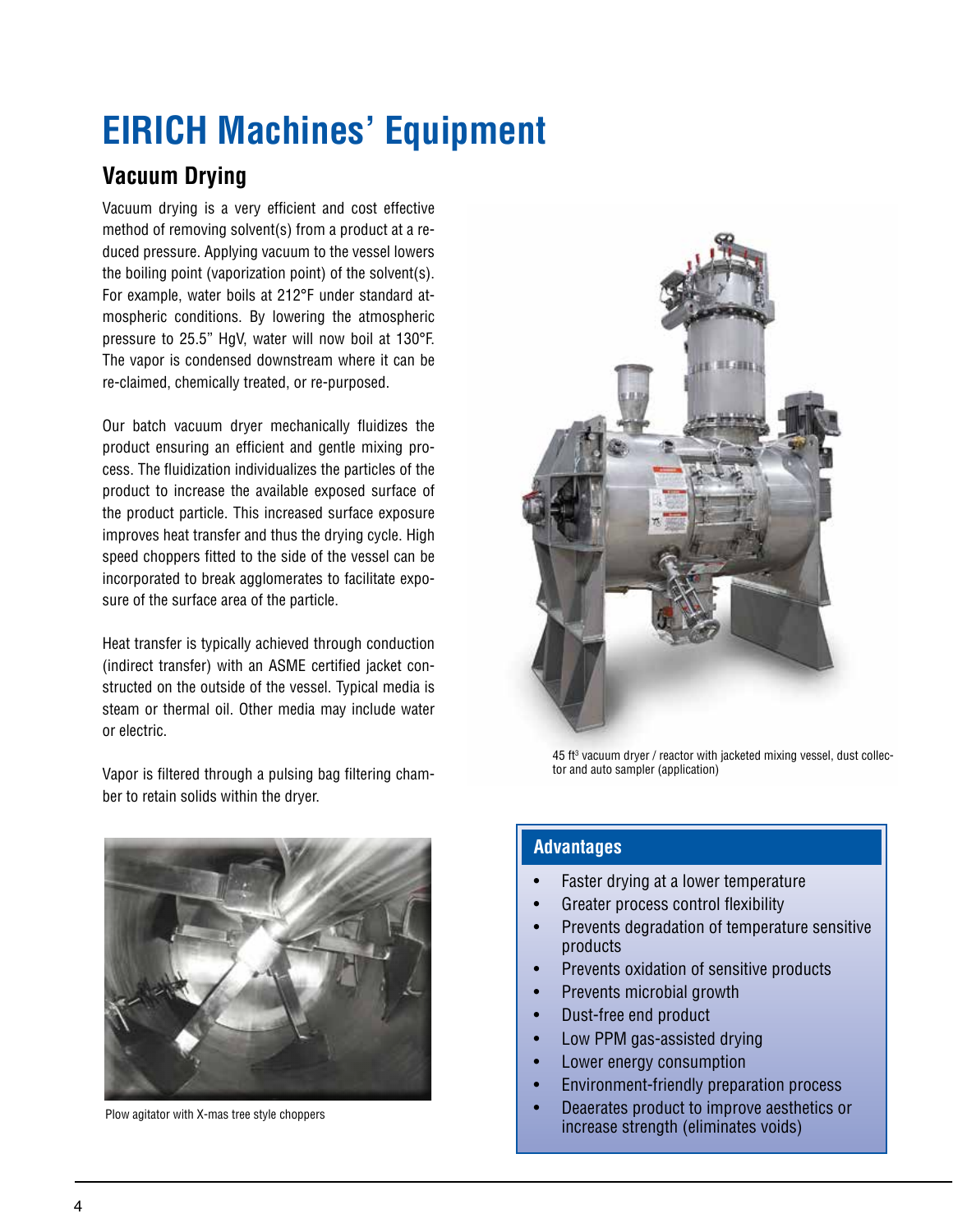# EIRICH Machines' Equipment

## Vacuum Drying

Vacuum drying is a very efficient and cost effective method of removing solvent(s) from a product at a reduced pressure. Applying vacuum to the vessel lowers the boiling point (vaporization point) of the solvent(s). For example, water boils at 212°F under standard atmospheric conditions. By lowering the atmospheric pressure to 25.5" HgV, water will now boil at 130°F. The vapor is condensed downstream where it can be re-claimed, chemically treated, or re-purposed.

Our batch vacuum dryer mechanically fluidizes the product ensuring an efficient and gentle mixing process. The fluidization individualizes the particles of the product to increase the available exposed surface of the product particle. This increased surface exposure improves heat transfer and thus the drying cycle. High speed choppers fitted to the side of the vessel can be incorporated to break agglomerates to facilitate exposure of the surface area of the particle.

Heat transfer is typically achieved through conduction (indirect transfer) with an ASME certified jacket constructed on the outside of the vessel. Typical media is steam or thermal oil. Other media may include water or electric.

Vapor is filtered through a pulsing bag filtering chamber to retain solids within the dryer.

45 ft³ vacuum dryer / reactor with jacketed mixing vessel, dust collector and auto sampler (application)

Plow agitator with X-mas tree style choppers

### Advantages

- Faster drying at a lower temperature
- Greater process control flexibility
- Prevents degradation of temperature sensitive products
- Prevents oxidation of sensitive products
- Prevents microbial growth
- Dust-free end product
- Low PPM gas-assisted drying
- Lower energy consumption
- Environment-friendly preparation process
- Deaerates product to improve aesthetics or increase strength (eliminates voids)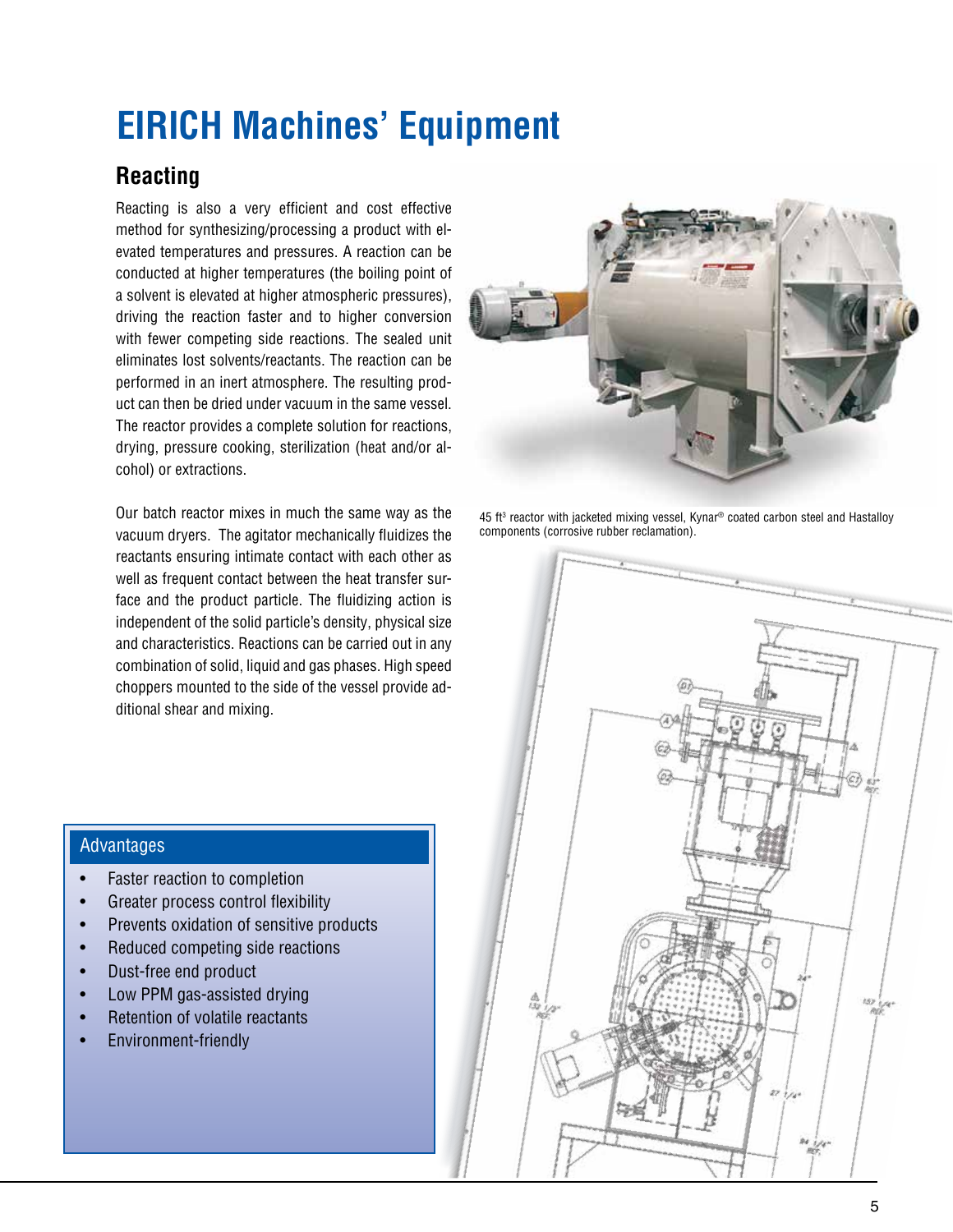# EIRICH Machines' Equipment

## Reacting

Reacting is also a very efficient and cost effective method for synthesizing/processing a product with elevated temperatures and pressures. A reaction can be conducted at higher temperatures (the boiling point of a solvent is elevated at higher atmospheric pressures), driving the reaction faster and to higher conversion with fewer competing side reactions. The sealed unit eliminates lost solvents/reactants. The reaction can be performed in an inert atmosphere. The resulting product can then be dried under vacuum in the same vessel. The reactor provides a complete solution for reactions, drying, pressure cooking, sterilization (heat and/or alcohol) or extractions.

Our batch reactor mixes in much the same way as the vacuum dryers. The agitator mechanically fluidizes the reactants ensuring intimate contact with each other as well as frequent contact between the heat transfer surface and the product particle. The fluidizing action is independent of the solid particle's density, physical size and characteristics. Reactions can be carried out in any combination of solid, liquid and gas phases. High speed choppers mounted to the side of the vessel provide additional shear and mixing.

45 ft$^3$ reactor with jacketed mixing vessel, Kynar® coated carbon steel and Hastalloy components (corrosive rubber reclamation).

### Advantages

- Faster reaction to completion
- Greater process control flexibility
- Prevents oxidation of sensitive products
- Reduced competing side reactions
- Dust-free end product
- Low PPM gas-assisted drying
- Retention of volatile reactants
- Environment-friendly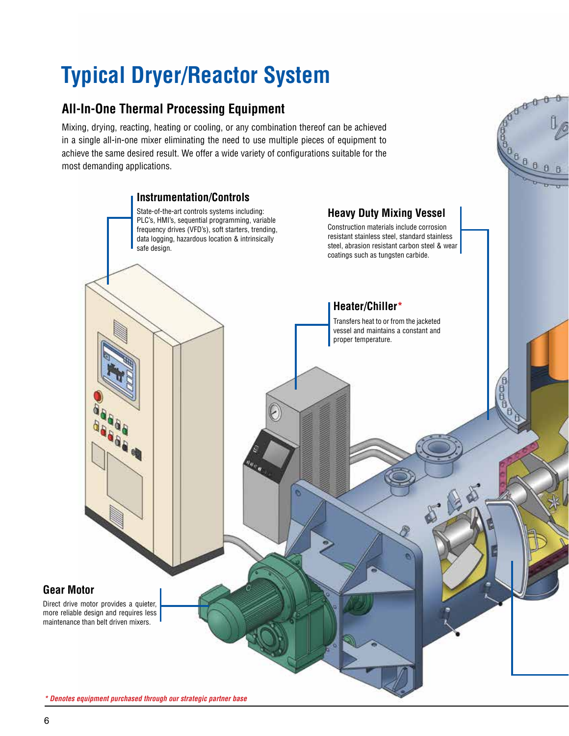# Typical Dryer/Reactor System

## All-In-One Thermal Processing Equipment

Mixing, drying, reacting, heating or cooling, or any combination thereof can be achieved in a single all-in-one mixer eliminating the need to use multiple pieces of equipment to achieve the same desired result. We offer a wide variety of configurations suitable for the most demanding applications.

### Instrumentation/Controls

State-of-the-art controls systems including: PLC's, HMI's, sequential programming, variable frequency drives (VFD's), soft starters, trending, data logging, hazardous location & intrinsically safe design.

### Heavy Duty Mixing Vessel

Construction materials include corrosion resistant stainless steel, standard stainless steel, abrasion resistant carbon steel & wear coatings such as tungsten carbide.

### Heater/Chiller*

Transfers heat to or from the jacketed vessel and maintains a constant and proper temperature.

### Gear Motor

Direct drive motor provides a quieter, more reliable design and requires less maintenance than belt driven mixers.

*\* Denotes equipment purchased through our strategic partner base*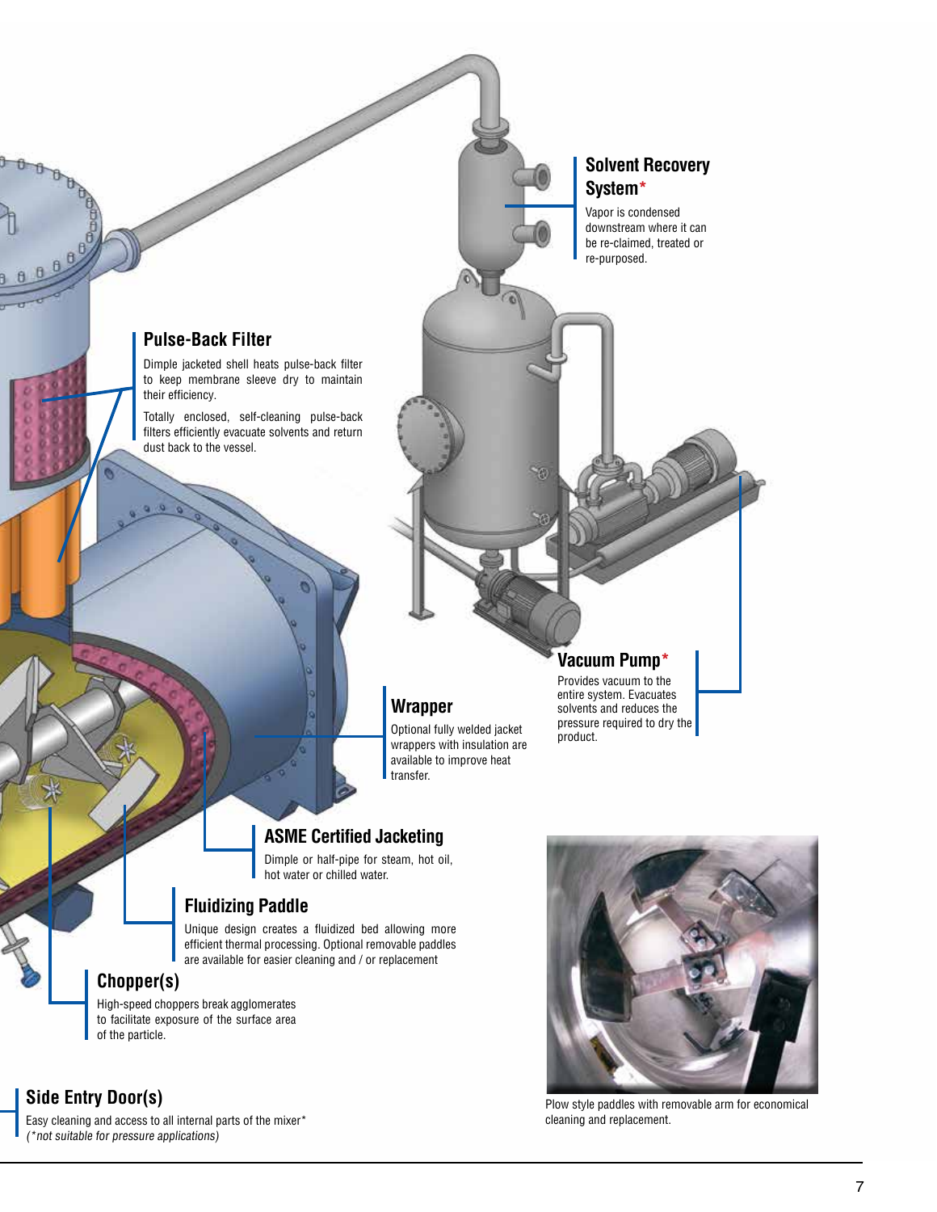## Solvent Recovery System*

Vapor is condensed downstream where it can be re-claimed, treated or re-purposed.

## Pulse-Back Filter

Dimple jacketed shell heats pulse-back filter to keep membrane sleeve dry to maintain their efficiency.

Totally enclosed, self-cleaning pulse-back filters efficiently evacuate solvents and return dust back to the vessel.

## Vacuum Pump*

Provides vacuum to the entire system. Evacuates solvents and reduces the pressure required to dry the product.

## Wrapper

Optional fully welded jacket wrappers with insulation are available to improve heat transfer.

## ASME Certified Jacketing

Dimple or half-pipe for steam, hot oil, hot water or chilled water.

## Fluidizing Paddle

Unique design creates a fluidized bed allowing more efficient thermal processing. Optional removable paddles are available for easier cleaning and / or replacement

## Chopper(s)

High-speed choppers break agglomerates to facilitate exposure of the surface area of the particle.

## Side Entry Door(s)

Easy cleaning and access to all internal parts of the mixer*
*(*not suitable for pressure applications)*

Plow style paddles with removable arm for economical cleaning and replacement.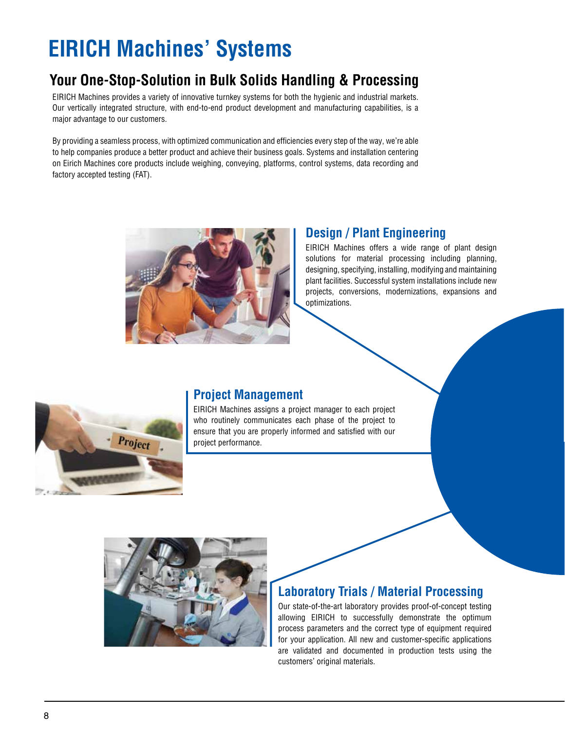# EIRICH Machines' Systems

## Your One-Stop-Solution in Bulk Solids Handling & Processing

EIRICH Machines provides a variety of innovative turnkey systems for both the hygienic and industrial markets. Our vertically integrated structure, with end-to-end product development and manufacturing capabilities, is a major advantage to our customers.

By providing a seamless process, with optimized communication and efficiencies every step of the way, we're able to help companies produce a better product and achieve their business goals. Systems and installation centering on Eirich Machines core products include weighing, conveying, platforms, control systems, data recording and factory accepted testing (FAT).

### Design / Plant Engineering

EIRICH Machines offers a wide range of plant design solutions for material processing including planning, designing, specifying, installing, modifying and maintaining plant facilities. Successful system installations include new projects, conversions, modernizations, expansions and optimizations.

### Project Management

EIRICH Machines assigns a project manager to each project who routinely communicates each phase of the project to ensure that you are properly informed and satisfied with our project performance.

### Laboratory Trials / Material Processing

Our state-of-the-art laboratory provides proof-of-concept testing allowing EIRICH to successfully demonstrate the optimum process parameters and the correct type of equipment required for your application. All new and customer-specific applications are validated and documented in production tests using the customers' original materials.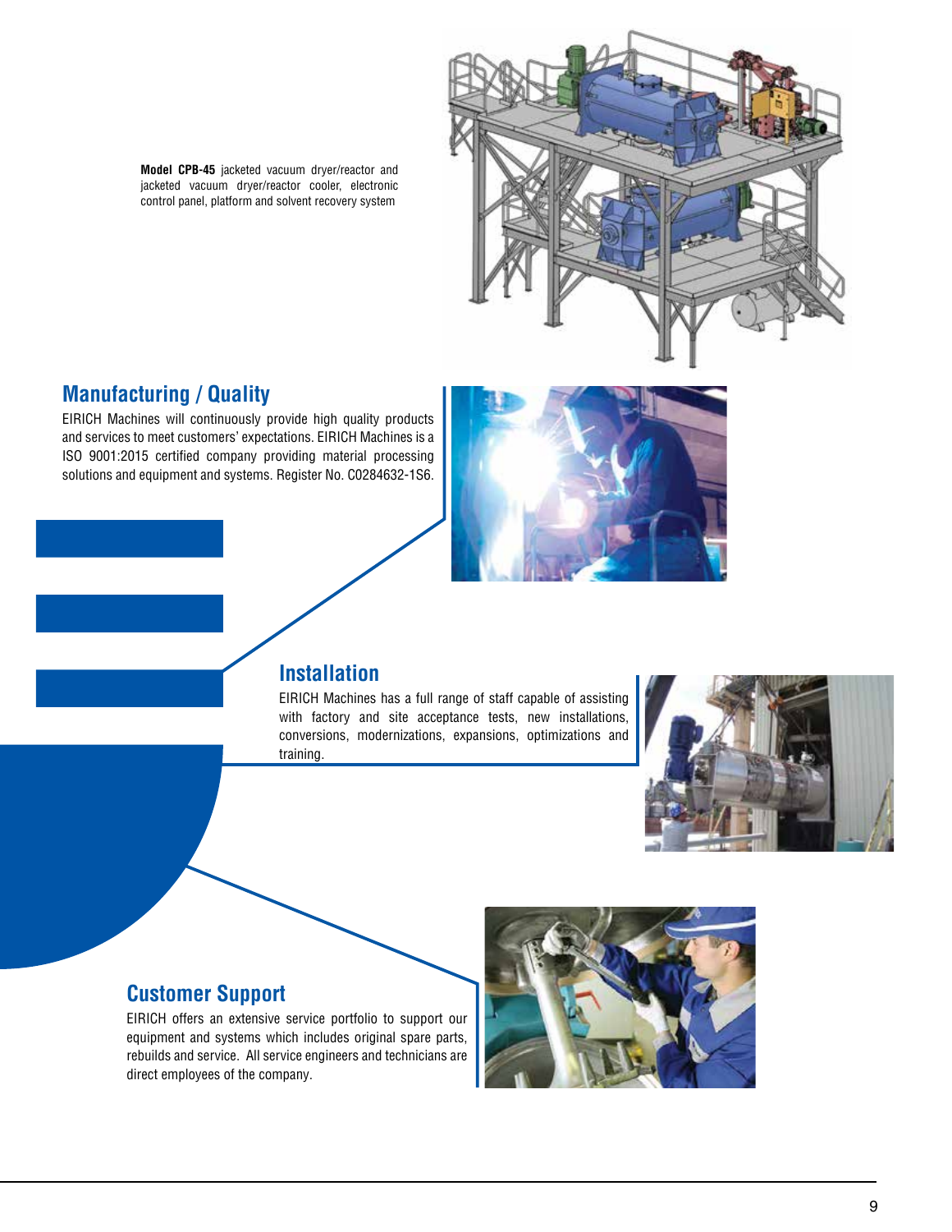**Model CPB-45** jacketed vacuum dryer/reactor and jacketed vacuum dryer/reactor cooler, electronic control panel, platform and solvent recovery system

## Manufacturing / Quality

EIRICH Machines will continuously provide high quality products and services to meet customers' expectations. EIRICH Machines is a ISO 9001:2015 certified company providing material processing solutions and equipment and systems. Register No. C0284632-1S6.

## Installation

EIRICH Machines has a full range of staff capable of assisting with factory and site acceptance tests, new installations, conversions, modernizations, expansions, optimizations and training.

## Customer Support

EIRICH offers an extensive service portfolio to support our equipment and systems which includes original spare parts, rebuilds and service. All service engineers and technicians are direct employees of the company.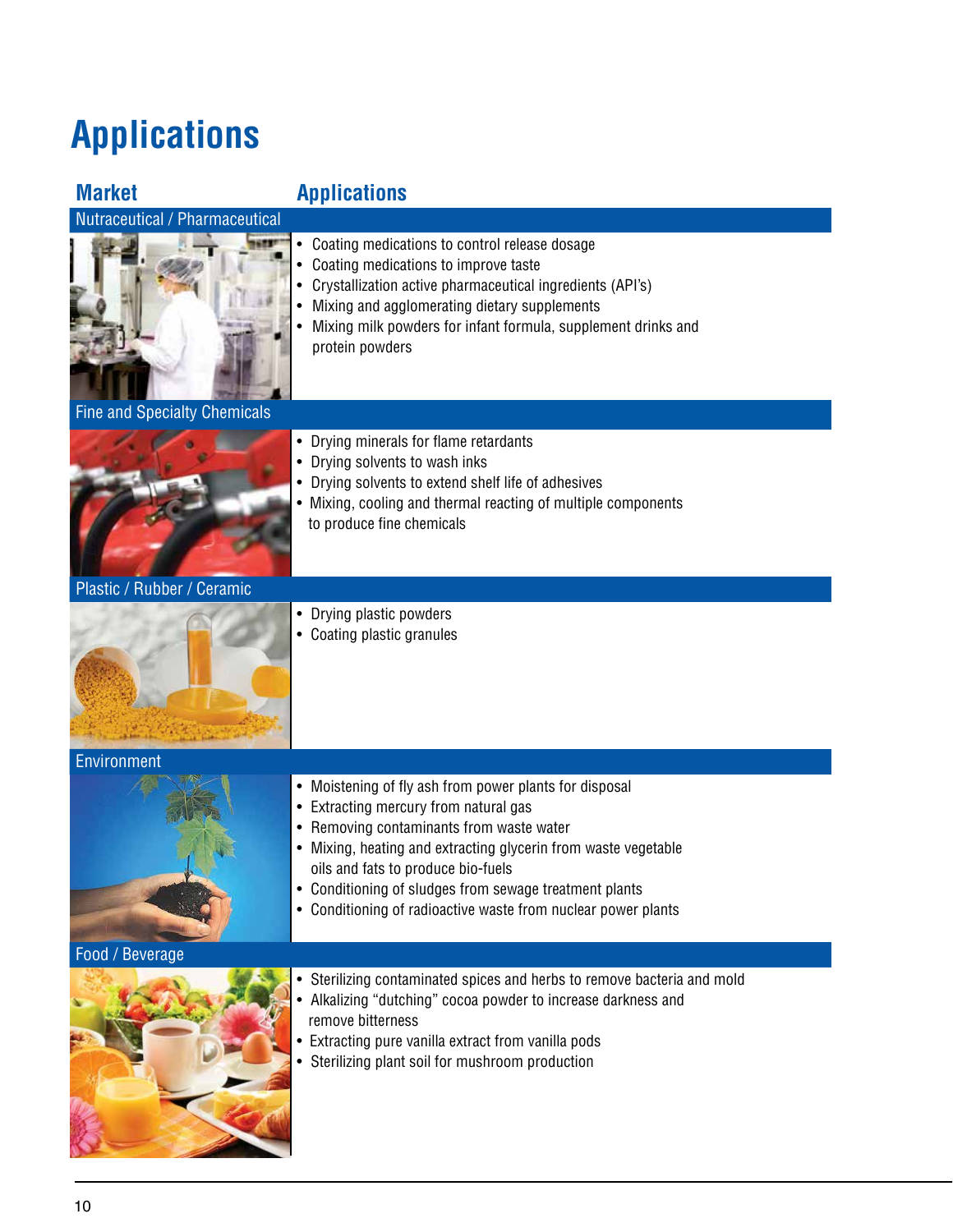# Applications

| Market | Applications |
|---|---|
| **Nutraceutical / Pharmaceutical** | • Coating medications to control release dosage<br>• Coating medications to improve taste<br>• Crystallization active pharmaceutical ingredients (API's)<br>• Mixing and agglomerating dietary supplements<br>• Mixing milk powders for infant formula, supplement drinks and protein powders |
| **Fine and Specialty Chemicals** | • Drying minerals for flame retardants<br>• Drying solvents to wash inks<br>• Drying solvents to extend shelf life of adhesives<br>• Mixing, cooling and thermal reacting of multiple components to produce fine chemicals |
| **Plastic / Rubber / Ceramic** | • Drying plastic powders<br>• Coating plastic granules |
| **Environment** | • Moistening of fly ash from power plants for disposal<br>• Extracting mercury from natural gas<br>• Removing contaminants from waste water<br>• Mixing, heating and extracting glycerin from waste vegetable oils and fats to produce bio-fuels<br>• Conditioning of sludges from sewage treatment plants<br>• Conditioning of radioactive waste from nuclear power plants |
| **Food / Beverage** | • Sterilizing contaminated spices and herbs to remove bacteria and mold<br>• Alkalizing "dutching" cocoa powder to increase darkness and remove bitterness<br>• Extracting pure vanilla extract from vanilla pods<br>• Sterilizing plant soil for mushroom production |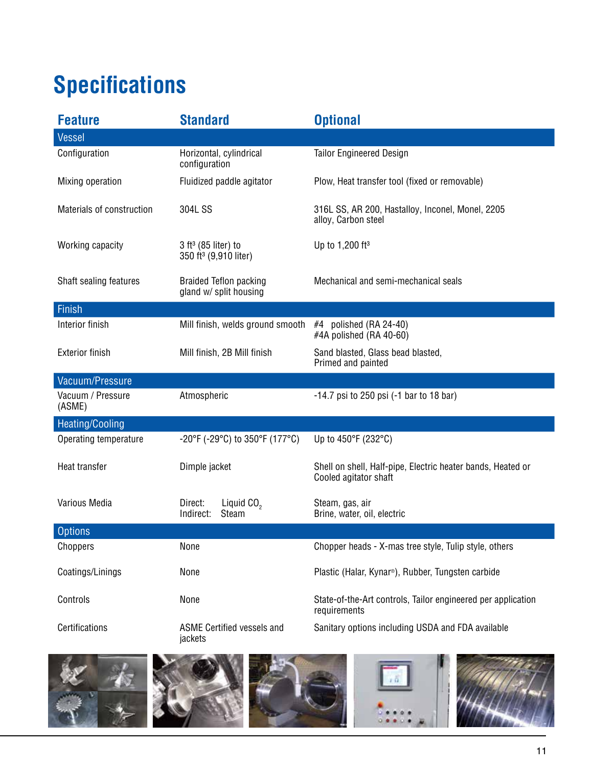# Specifications

| Feature | Standard | Optional |
| --- | --- | --- |
| **Vessel** | | |
| Configuration | Horizontal, cylindrical configuration | Tailor Engineered Design |
| Mixing operation | Fluidized paddle agitator | Plow, Heat transfer tool (fixed or removable) |
| Materials of construction | 304L SS | 316L SS, AR 200, Hastalloy, Inconel, Monel, 2205 alloy, Carbon steel |
| Working capacity | 3 ft³ (85 liter) to 350 ft³ (9,910 liter) | Up to 1,200 ft³ |
| Shaft sealing features | Braided Teflon packing gland w/ split housing | Mechanical and semi-mechanical seals |
| **Finish** | | |
| Interior finish | Mill finish, welds ground smooth | #4 polished (RA 24-40)<br>#4A polished (RA 40-60) |
| Exterior finish | Mill finish, 2B Mill finish | Sand blasted, Glass bead blasted, Primed and painted |
| **Vacuum/Pressure** | | |
| Vacuum / Pressure (ASME) | Atmospheric | -14.7 psi to 250 psi (-1 bar to 18 bar) |
| **Heating/Cooling** | | |
| Operating temperature | -20°F (-29°C) to 350°F (177°C) | Up to 450°F (232°C) |
| Heat transfer | Dimple jacket | Shell on shell, Half-pipe, Electric heater bands, Heated or Cooled agitator shaft |
| Various Media | Direct: Liquid $CO_2$<br>Indirect: Steam | Steam, gas, air<br>Brine, water, oil, electric |
| **Options** | | |
| Choppers | None | Chopper heads - X-mas tree style, Tulip style, others |
| Coatings/Linings | None | Plastic (Halar, Kynar®), Rubber, Tungsten carbide |
| Controls | None | State-of-the-Art controls, Tailor engineered per application requirements |
| Certifications | ASME Certified vessels and jackets | Sanitary options including USDA and FDA available |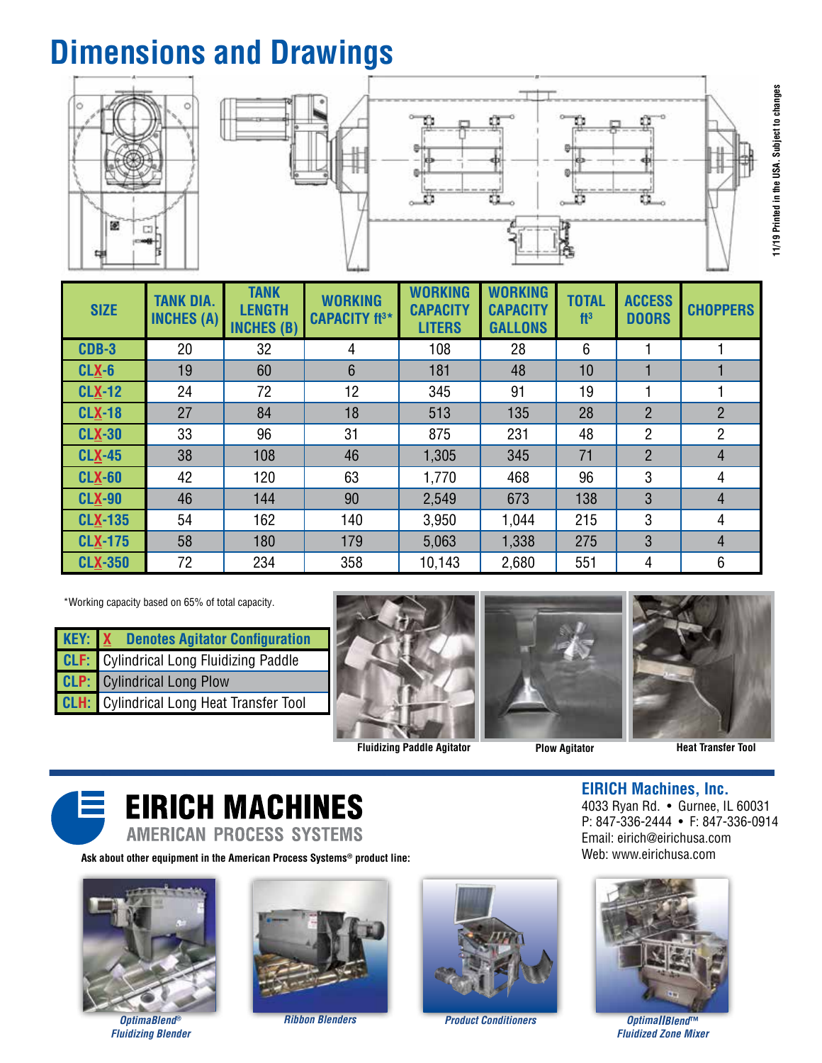# Dimensions and Drawings

| SIZE | TANK DIA. INCHES (A) | TANK LENGTH INCHES (B) | WORKING CAPACITY ft³* | WORKING CAPACITY LITERS | WORKING CAPACITY GALLONS | TOTAL ft³ | ACCESS DOORS | CHOPPERS |
|---|---|---|---|---|---|---|---|---|
| CDB-3 | 20 | 32 | 4 | 108 | 28 | 6 | 1 | 1 |
| CLX-6 | 19 | 60 | 6 | 181 | 48 | 10 | 1 | 1 |
| CLX-12 | 24 | 72 | 12 | 345 | 91 | 19 | 1 | 1 |
| CLX-18 | 27 | 84 | 18 | 513 | 135 | 28 | 2 | 2 |
| CLX-30 | 33 | 96 | 31 | 875 | 231 | 48 | 2 | 2 |
| CLX-45 | 38 | 108 | 46 | 1,305 | 345 | 71 | 2 | 4 |
| CLX-60 | 42 | 120 | 63 | 1,770 | 468 | 96 | 3 | 4 |
| CLX-90 | 46 | 144 | 90 | 2,549 | 673 | 138 | 3 | 4 |
| CLX-135 | 54 | 162 | 140 | 3,950 | 1,044 | 215 | 3 | 4 |
| CLX-175 | 58 | 180 | 179 | 5,063 | 1,338 | 275 | 3 | 4 |
| CLX-350 | 72 | 234 | 358 | 10,143 | 2,680 | 551 | 4 | 6 |

*Working capacity based on 65% of total capacity.

| KEY: | X Denotes Agitator Configuration |
|---|---|
| CLF: | Cylindrical Long Fluidizing Paddle |
| CLP: | Cylindrical Long Plow |
| CLH: | Cylindrical Long Heat Transfer Tool |

Fluidizing Paddle Agitator

Plow Agitator

Heat Transfer Tool

11/19 Printed in the USA. Subject to changes

**EIRICH MACHINES**
AMERICAN PROCESS SYSTEMS

**EIRICH Machines, Inc.**
4033 Ryan Rd. • Gurnee, IL 60031
P: 847-336-2444 • F: 847-336-0914
Email: eirich@eirichusa.com
Web: www.eirichusa.com

**Ask about other equipment in the American Process Systems® product line:**

*OptimaBlend® Fluidizing Blender*

*Ribbon Blenders*

*Product Conditioners*

*OptimaIIBlend™ Fluidized Zone Mixer*